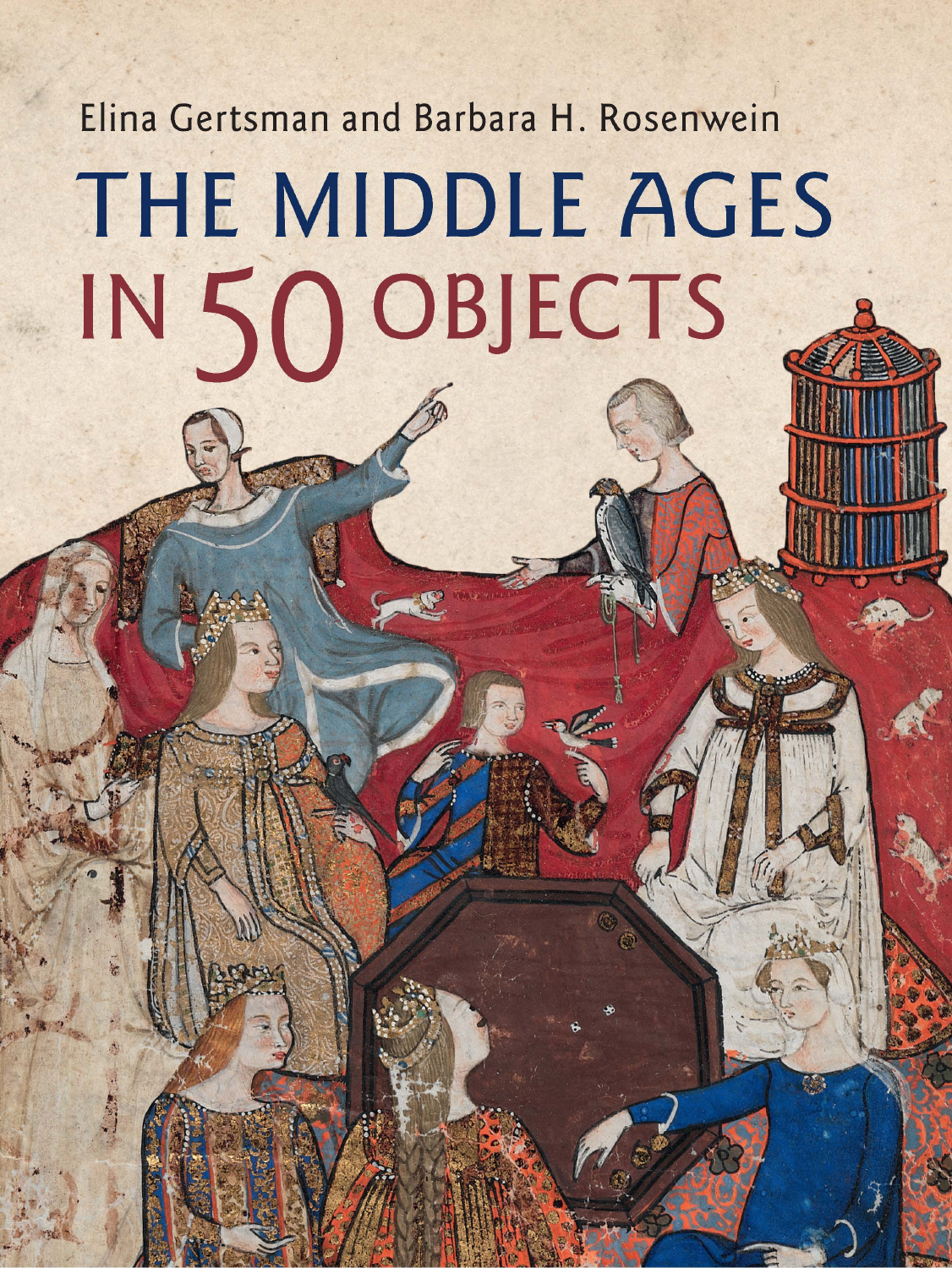Elina Gertsman and Barbara H. Rosenwein

# THE MIDDLE AGES IN 50 OBJECTS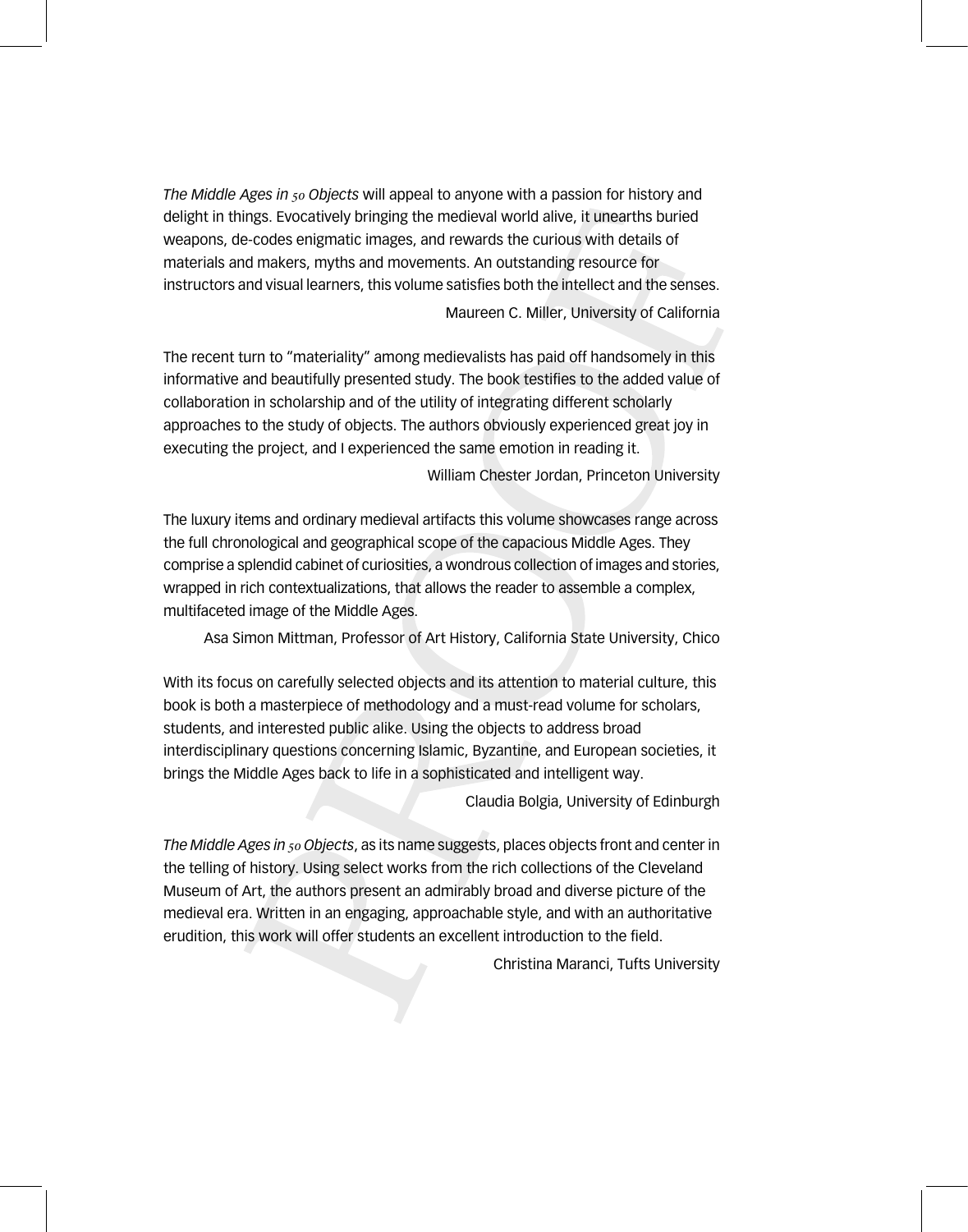*The Middle Ages in 50 Objects* will appeal to anyone with a passion for history and delight in things. Evocatively bringing the medieval world alive, it unearths buried weapons, de-codes enigmatic images, and rewards the curious with details of materials and makers, myths and movements. An outstanding resource for instructors and visual learners, this volume satisfies both the intellect and the senses.

Maureen C. Miller, University of California

The recent turn to "materiality" among medievalists has paid off handsomely in this informative and beautifully presented study. The book testifies to the added value of collaboration in scholarship and of the utility of integrating different scholarly approaches to the study of objects. The authors obviously experienced great joy in executing the project, and I experienced the same emotion in reading it.

William Chester Jordan, Princeton University

The luxury items and ordinary medieval artifacts this volume showcases range across the full chronological and geographical scope of the capacious Middle Ages. They comprise a splendid cabinet of curiosities, a wondrous collection of images and stories, wrapped in rich contextualizations, that allows the reader to assemble a complex, multifaceted image of the Middle Ages.

Asa Simon Mittman, Professor of Art History, California State University, Chico

With its focus on carefully selected objects and its attention to material culture, this book is both a masterpiece of methodology and a must-read volume for scholars, students, and interested public alike. Using the objects to address broad interdisciplinary questions concerning Islamic, Byzantine, and European societies, it brings the Middle Ages back to life in a sophisticated and intelligent way.

Claudia Bolgia, University of Edinburgh

*The Middle Ages in 50 Objects*, as its name suggests, places objects front and center in the telling of history. Using select works from the rich collections of the Cleveland Museum of Art, the authors present an admirably broad and diverse picture of the medieval era. Written in an engaging, approachable style, and with an authoritative erudition, this work will offer students an excellent introduction to the field.

Christina Maranci, Tufts University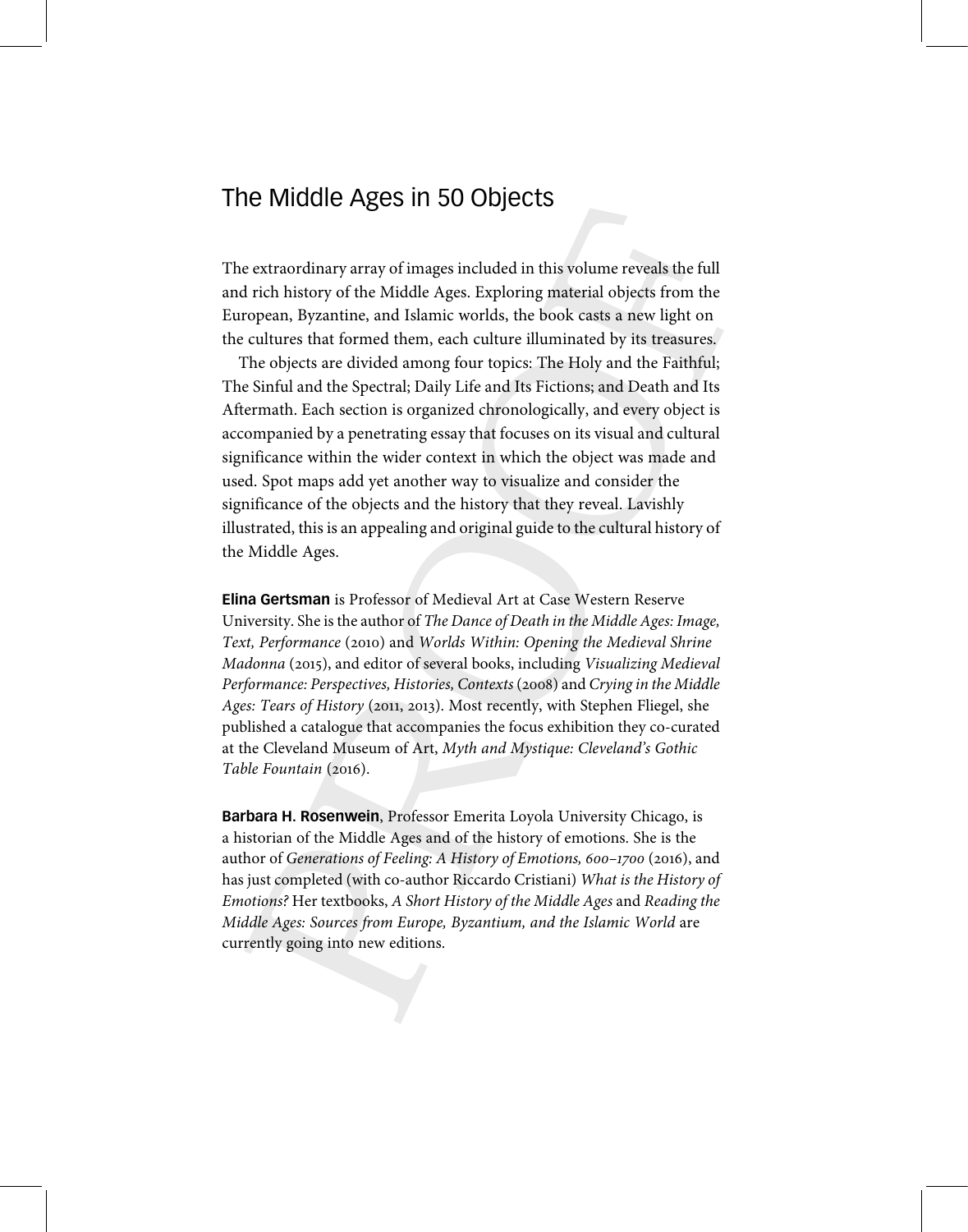# The Middle Ages in 50 Objects

The extraordinary array of images included in this volume reveals the full and rich history of the Middle Ages. Exploring material objects from the European, Byzantine, and Islamic worlds, the book casts a new light on the cultures that formed them, each culture illuminated by its treasures.

The objects are divided among four topics: The Holy and the Faithful; The Sinful and the Spectral; Daily Life and Its Fictions; and Death and Its Aftermath. Each section is organized chronologically, and every object is accompanied by a penetrating essay that focuses on its visual and cultural significance within the wider context in which the object was made and used. Spot maps add yet another way to visualize and consider the significance of the objects and the history that they reveal. Lavishly illustrated, this is an appealing and original guide to the cultural history of the Middle Ages.

**Elina Gertsman** is Professor of Medieval Art at Case Western Reserve University. She is the author of *The Dance of Death in the Middle Ages: Image, Text, Performance* (2010) and *Worlds Within: Opening the Medieval Shrine Madonna* (2015), and editor of several books, including *Visualizing Medieval Performance: Perspectives, Histories, Contexts* (2008) and *Crying in the Middle Ages: Tears of History* (2011, 2013). Most recently, with Stephen Fliegel, she published a catalogue that accompanies the focus exhibition they co-curated at the Cleveland Museum of Art, *Myth and Mystique: Cleveland's Gothic Table Fountain* (2016).

**Barbara H. Rosenwein**, Professor Emerita Loyola University Chicago, is a historian of the Middle Ages and of the history of emotions. She is the author of *Generations of Feeling: A History of Emotions, 600–1700* (2016), and has just completed (with co-author Riccardo Cristiani) *What is the History of Emotions?* Her textbooks, *A Short History of the Middle Ages* and *Reading the Middle Ages: Sources from Europe, Byzantium, and the Islamic World* are currently going into new editions.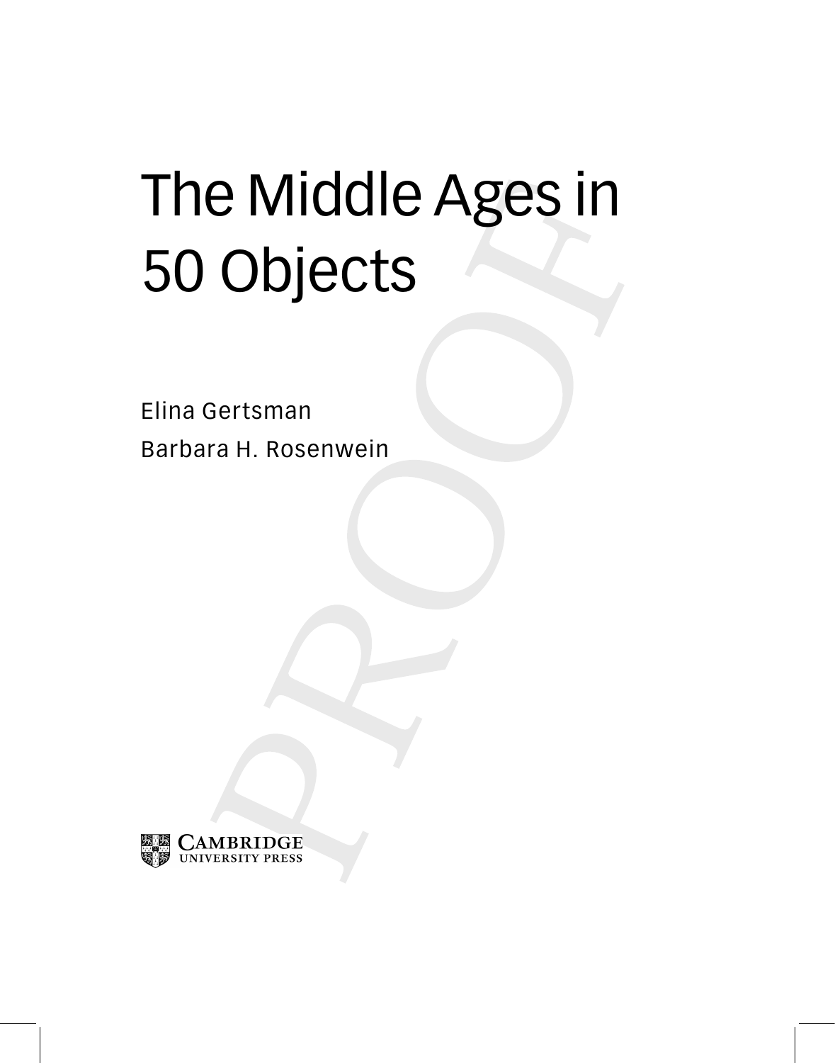# The Middle Ages in 50 Objects

Elina Gertsman

Barbara H. Rosenwein

Cambridge University Press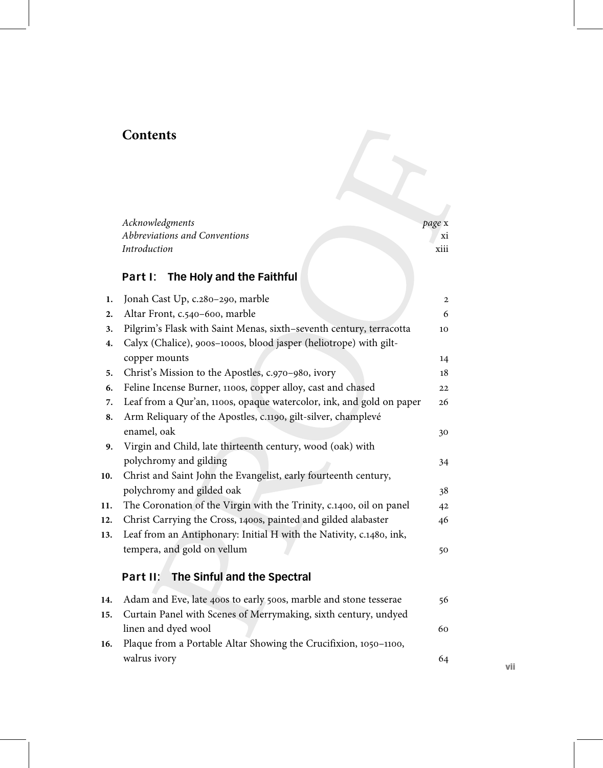# Contents

| | | |
|---|---|---|
| | *Acknowledgments* | *page* x |
| | *Abbreviations and Conventions* | xi |
| | *Introduction* | xiii |

## Part I: The Holy and the Faithful

| | | |
|---|---|---|
| 1. | Jonah Cast Up, c.280–290, marble | 2 |
| 2. | Altar Front, c.540–600, marble | 6 |
| 3. | Pilgrim's Flask with Saint Menas, sixth–seventh century, terracotta | 10 |
| 4. | Calyx (Chalice), 900s–1000s, blood jasper (heliotrope) with gilt-copper mounts | 14 |
| 5. | Christ's Mission to the Apostles, c.970–980, ivory | 18 |
| 6. | Feline Incense Burner, 1100s, copper alloy, cast and chased | 22 |
| 7. | Leaf from a Qur'an, 1100s, opaque watercolor, ink, and gold on paper | 26 |
| 8. | Arm Reliquary of the Apostles, c.1190, gilt-silver, champlevé enamel, oak | 30 |
| 9. | Virgin and Child, late thirteenth century, wood (oak) with polychromy and gilding | 34 |
| 10. | Christ and Saint John the Evangelist, early fourteenth century, polychromy and gilded oak | 38 |
| 11. | The Coronation of the Virgin with the Trinity, c.1400, oil on panel | 42 |
| 12. | Christ Carrying the Cross, 1400s, painted and gilded alabaster | 46 |
| 13. | Leaf from an Antiphonary: Initial H with the Nativity, c.1480, ink, tempera, and gold on vellum | 50 |

## Part II: The Sinful and the Spectral

| | | |
|---|---|---|
| 14. | Adam and Eve, late 400s to early 500s, marble and stone tesserae | 56 |
| 15. | Curtain Panel with Scenes of Merrymaking, sixth century, undyed linen and dyed wool | 60 |
| 16. | Plaque from a Portable Altar Showing the Crucifixion, 1050–1100, walrus ivory | 64 |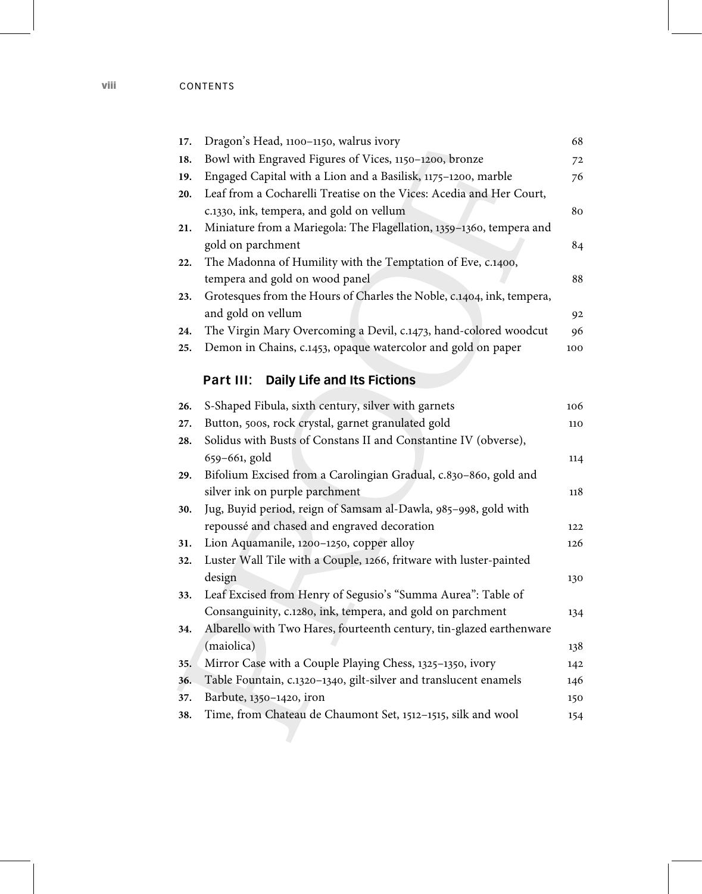| | | |
|---|---|---|
| **17.** | Dragon's Head, 1100–1150, walrus ivory | 68 |
| **18.** | Bowl with Engraved Figures of Vices, 1150–1200, bronze | 72 |
| **19.** | Engaged Capital with a Lion and a Basilisk, 1175–1200, marble | 76 |
| **20.** | Leaf from a Cocharelli Treatise on the Vices: Acedia and Her Court, c.1330, ink, tempera, and gold on vellum | 80 |
| **21.** | Miniature from a Mariegola: The Flagellation, 1359–1360, tempera and gold on parchment | 84 |
| **22.** | The Madonna of Humility with the Temptation of Eve, c.1400, tempera and gold on wood panel | 88 |
| **23.** | Grotesques from the Hours of Charles the Noble, c.1404, ink, tempera, and gold on vellum | 92 |
| **24.** | The Virgin Mary Overcoming a Devil, c.1473, hand-colored woodcut | 96 |
| **25.** | Demon in Chains, c.1453, opaque watercolor and gold on paper | 100 |

## Part III: Daily Life and Its Fictions

| | | |
|---|---|---|
| **26.** | S-Shaped Fibula, sixth century, silver with garnets | 106 |
| **27.** | Button, 500s, rock crystal, garnet granulated gold | 110 |
| **28.** | Solidus with Busts of Constans II and Constantine IV (obverse), 659–661, gold | 114 |
| **29.** | Bifolium Excised from a Carolingian Gradual, c.830–860, gold and silver ink on purple parchment | 118 |
| **30.** | Jug, Buyid period, reign of Samsam al-Dawla, 985–998, gold with repoussé and chased and engraved decoration | 122 |
| **31.** | Lion Aquamanile, 1200–1250, copper alloy | 126 |
| **32.** | Luster Wall Tile with a Couple, 1266, fritware with luster-painted design | 130 |
| **33.** | Leaf Excised from Henry of Segusio's "Summa Aurea": Table of Consanguinity, c.1280, ink, tempera, and gold on parchment | 134 |
| **34.** | Albarello with Two Hares, fourteenth century, tin-glazed earthenware (maiolica) | 138 |
| **35.** | Mirror Case with a Couple Playing Chess, 1325–1350, ivory | 142 |
| **36.** | Table Fountain, c.1320–1340, gilt-silver and translucent enamels | 146 |
| **37.** | Barbute, 1350–1420, iron | 150 |
| **38.** | Time, from Chateau de Chaumont Set, 1512–1515, silk and wool | 154 |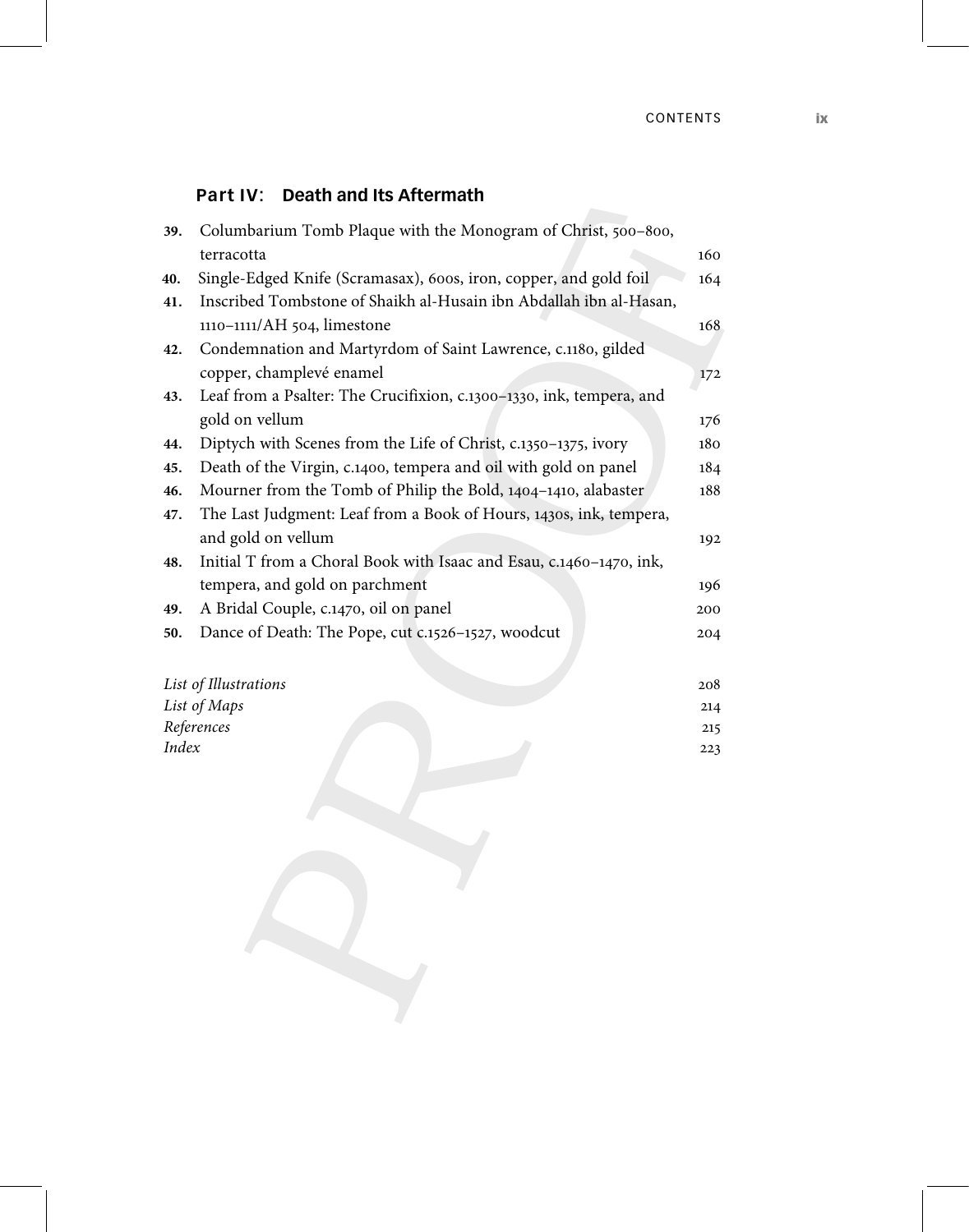## Part IV: Death and Its Aftermath

| | | |
|---|---|---|
| **39.** | Columbarium Tomb Plaque with the Monogram of Christ, 500–800, terracotta | 160 |
| **40.** | Single-Edged Knife (Scramasax), 600s, iron, copper, and gold foil | 164 |
| **41.** | Inscribed Tombstone of Shaikh al-Husain ibn Abdallah ibn al-Hasan, 1110–1111/AH 504, limestone | 168 |
| **42.** | Condemnation and Martyrdom of Saint Lawrence, c.1180, gilded copper, champlevé enamel | 172 |
| **43.** | Leaf from a Psalter: The Crucifixion, c.1300–1330, ink, tempera, and gold on vellum | 176 |
| **44.** | Diptych with Scenes from the Life of Christ, c.1350–1375, ivory | 180 |
| **45.** | Death of the Virgin, c.1400, tempera and oil with gold on panel | 184 |
| **46.** | Mourner from the Tomb of Philip the Bold, 1404–1410, alabaster | 188 |
| **47.** | The Last Judgment: Leaf from a Book of Hours, 1430s, ink, tempera, and gold on vellum | 192 |
| **48.** | Initial T from a Choral Book with Isaac and Esau, c.1460–1470, ink, tempera, and gold on parchment | 196 |
| **49.** | A Bridal Couple, c.1470, oil on panel | 200 |
| **50.** | Dance of Death: The Pope, cut c.1526–1527, woodcut | 204 |

| | |
|---|---|
| *List of Illustrations* | 208 |
| *List of Maps* | 214 |
| *References* | 215 |
| *Index* | 223 |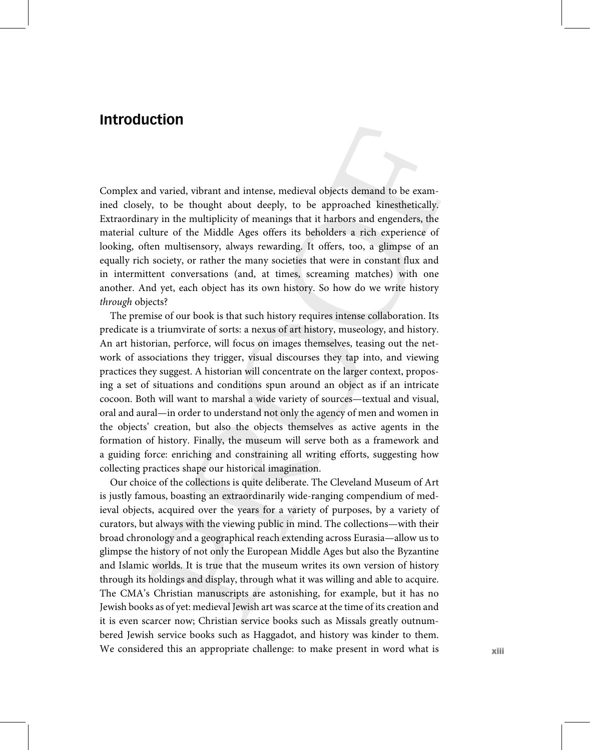## Introduction

Complex and varied, vibrant and intense, medieval objects demand to be examined closely, to be thought about deeply, to be approached kinesthetically. Extraordinary in the multiplicity of meanings that it harbors and engenders, the material culture of the Middle Ages offers its beholders a rich experience of looking, often multisensory, always rewarding. It offers, too, a glimpse of an equally rich society, or rather the many societies that were in constant flux and in intermittent conversations (and, at times, screaming matches) with one another. And yet, each object has its own history. So how do we write history *through* objects?

The premise of our book is that such history requires intense collaboration. Its predicate is a triumvirate of sorts: a nexus of art history, museology, and history. An art historian, perforce, will focus on images themselves, teasing out the network of associations they trigger, visual discourses they tap into, and viewing practices they suggest. A historian will concentrate on the larger context, proposing a set of situations and conditions spun around an object as if an intricate cocoon. Both will want to marshal a wide variety of sources—textual and visual, oral and aural—in order to understand not only the agency of men and women in the objects' creation, but also the objects themselves as active agents in the formation of history. Finally, the museum will serve both as a framework and a guiding force: enriching and constraining all writing efforts, suggesting how collecting practices shape our historical imagination.

Our choice of the collections is quite deliberate. The Cleveland Museum of Art is justly famous, boasting an extraordinarily wide-ranging compendium of medieval objects, acquired over the years for a variety of purposes, by a variety of curators, but always with the viewing public in mind. The collections—with their broad chronology and a geographical reach extending across Eurasia—allow us to glimpse the history of not only the European Middle Ages but also the Byzantine and Islamic worlds. It is true that the museum writes its own version of history through its holdings and display, through what it was willing and able to acquire. The CMA's Christian manuscripts are astonishing, for example, but it has no Jewish books as of yet: medieval Jewish art was scarce at the time of its creation and it is even scarcer now; Christian service books such as Missals greatly outnumbered Jewish service books such as Haggadot, and history was kinder to them. We considered this an appropriate challenge: to make present in word what is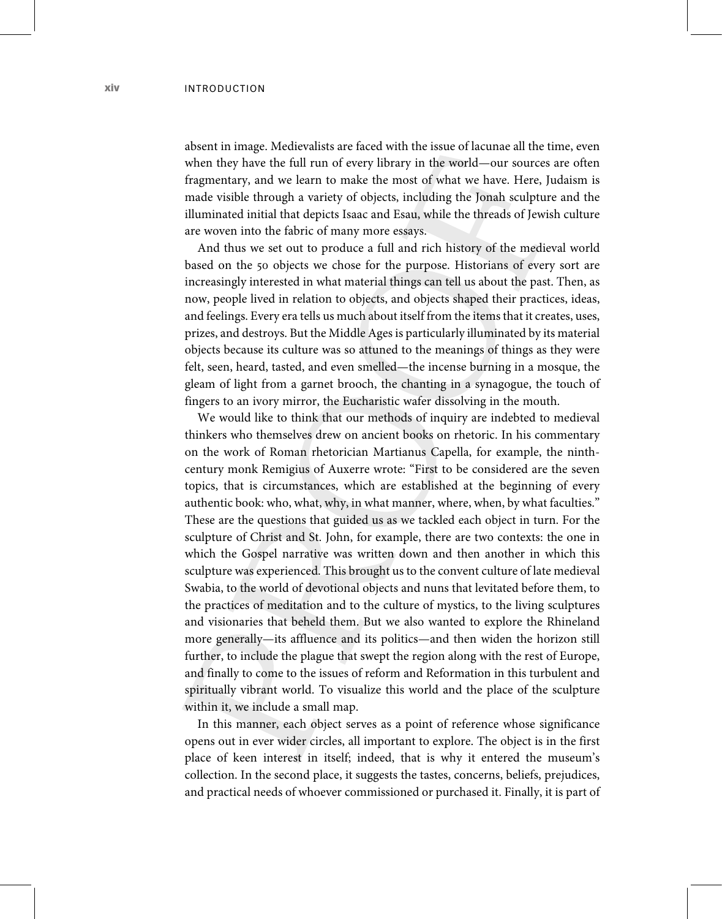absent in image. Medievalists are faced with the issue of lacunae all the time, even when they have the full run of every library in the world—our sources are often fragmentary, and we learn to make the most of what we have. Here, Judaism is made visible through a variety of objects, including the Jonah sculpture and the illuminated initial that depicts Isaac and Esau, while the threads of Jewish culture are woven into the fabric of many more essays.

And thus we set out to produce a full and rich history of the medieval world based on the 50 objects we chose for the purpose. Historians of every sort are increasingly interested in what material things can tell us about the past. Then, as now, people lived in relation to objects, and objects shaped their practices, ideas, and feelings. Every era tells us much about itself from the items that it creates, uses, prizes, and destroys. But the Middle Ages is particularly illuminated by its material objects because its culture was so attuned to the meanings of things as they were felt, seen, heard, tasted, and even smelled—the incense burning in a mosque, the gleam of light from a garnet brooch, the chanting in a synagogue, the touch of fingers to an ivory mirror, the Eucharistic wafer dissolving in the mouth.

We would like to think that our methods of inquiry are indebted to medieval thinkers who themselves drew on ancient books on rhetoric. In his commentary on the work of Roman rhetorician Martianus Capella, for example, the ninth-century monk Remigius of Auxerre wrote: "First to be considered are the seven topics, that is circumstances, which are established at the beginning of every authentic book: who, what, why, in what manner, where, when, by what faculties." These are the questions that guided us as we tackled each object in turn. For the sculpture of Christ and St. John, for example, there are two contexts: the one in which the Gospel narrative was written down and then another in which this sculpture was experienced. This brought us to the convent culture of late medieval Swabia, to the world of devotional objects and nuns that levitated before them, to the practices of meditation and to the culture of mystics, to the living sculptures and visionaries that beheld them. But we also wanted to explore the Rhineland more generally—its affluence and its politics—and then widen the horizon still further, to include the plague that swept the region along with the rest of Europe, and finally to come to the issues of reform and Reformation in this turbulent and spiritually vibrant world. To visualize this world and the place of the sculpture within it, we include a small map.

In this manner, each object serves as a point of reference whose significance opens out in ever wider circles, all important to explore. The object is in the first place of keen interest in itself; indeed, that is why it entered the museum's collection. In the second place, it suggests the tastes, concerns, beliefs, prejudices, and practical needs of whoever commissioned or purchased it. Finally, it is part of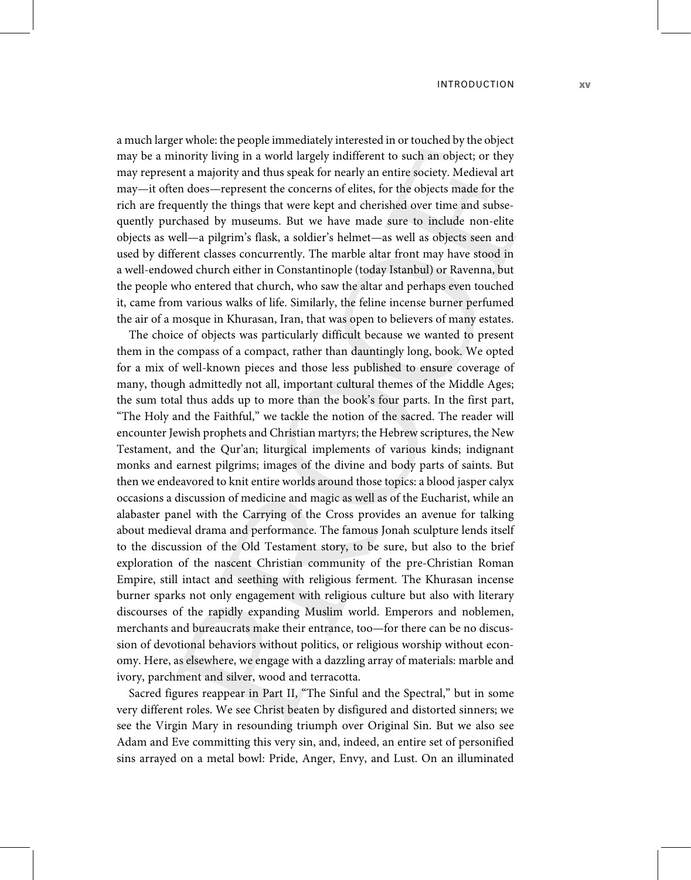a much larger whole: the people immediately interested in or touched by the object may be a minority living in a world largely indifferent to such an object; or they may represent a majority and thus speak for nearly an entire society. Medieval art may—it often does—represent the concerns of elites, for the objects made for the rich are frequently the things that were kept and cherished over time and subsequently purchased by museums. But we have made sure to include non-elite objects as well—a pilgrim's flask, a soldier's helmet—as well as objects seen and used by different classes concurrently. The marble altar front may have stood in a well-endowed church either in Constantinople (today Istanbul) or Ravenna, but the people who entered that church, who saw the altar and perhaps even touched it, came from various walks of life. Similarly, the feline incense burner perfumed the air of a mosque in Khurasan, Iran, that was open to believers of many estates.

The choice of objects was particularly difficult because we wanted to present them in the compass of a compact, rather than dauntingly long, book. We opted for a mix of well-known pieces and those less published to ensure coverage of many, though admittedly not all, important cultural themes of the Middle Ages; the sum total thus adds up to more than the book's four parts. In the first part, "The Holy and the Faithful," we tackle the notion of the sacred. The reader will encounter Jewish prophets and Christian martyrs; the Hebrew scriptures, the New Testament, and the Qur'an; liturgical implements of various kinds; indignant monks and earnest pilgrims; images of the divine and body parts of saints. But then we endeavored to knit entire worlds around those topics: a blood jasper calyx occasions a discussion of medicine and magic as well as of the Eucharist, while an alabaster panel with the Carrying of the Cross provides an avenue for talking about medieval drama and performance. The famous Jonah sculpture lends itself to the discussion of the Old Testament story, to be sure, but also to the brief exploration of the nascent Christian community of the pre-Christian Roman Empire, still intact and seething with religious ferment. The Khurasan incense burner sparks not only engagement with religious culture but also with literary discourses of the rapidly expanding Muslim world. Emperors and noblemen, merchants and bureaucrats make their entrance, too—for there can be no discussion of devotional behaviors without politics, or religious worship without economy. Here, as elsewhere, we engage with a dazzling array of materials: marble and ivory, parchment and silver, wood and terracotta.

Sacred figures reappear in Part II, "The Sinful and the Spectral," but in some very different roles. We see Christ beaten by disfigured and distorted sinners; we see the Virgin Mary in resounding triumph over Original Sin. But we also see Adam and Eve committing this very sin, and, indeed, an entire set of personified sins arrayed on a metal bowl: Pride, Anger, Envy, and Lust. On an illuminated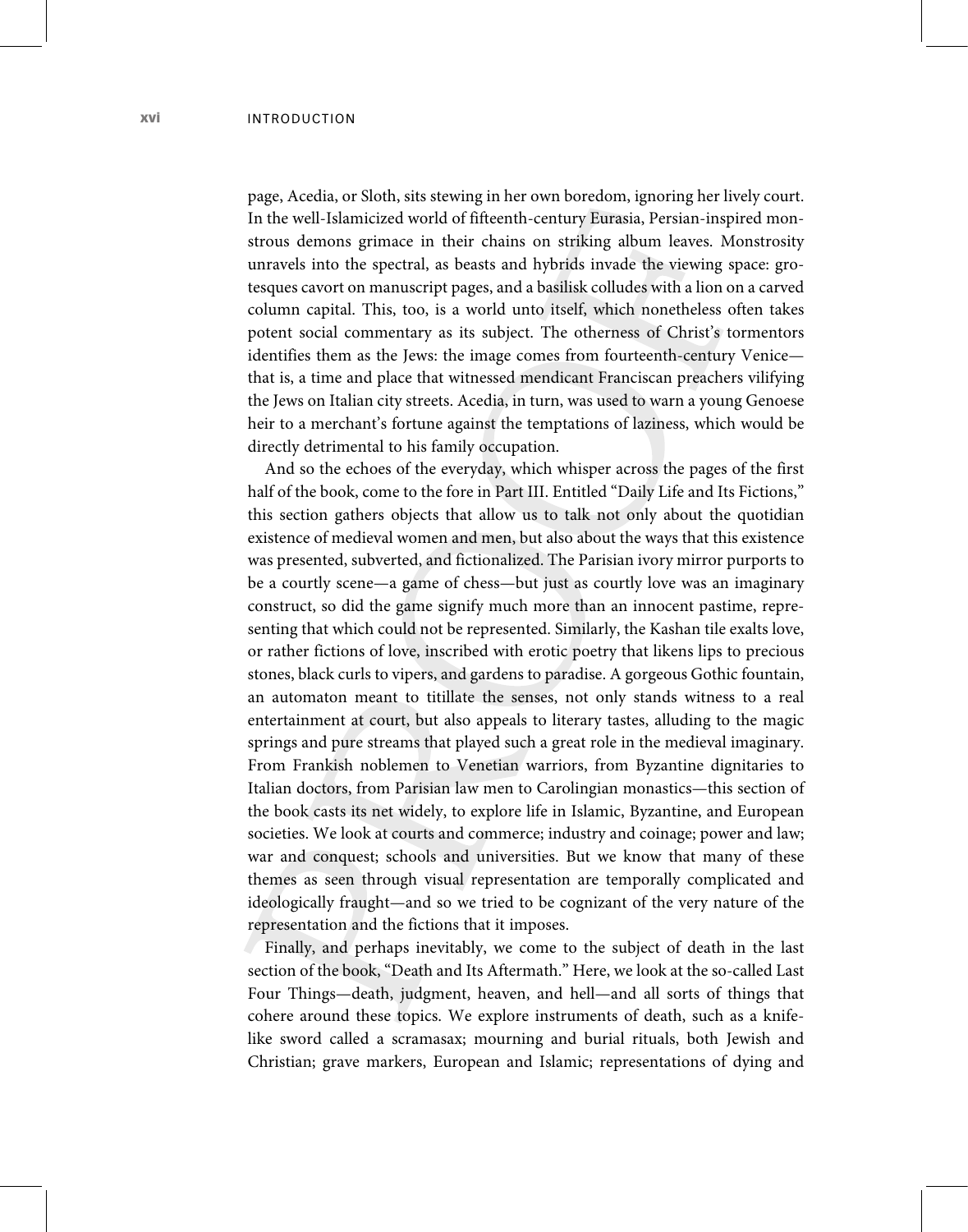page, Acedia, or Sloth, sits stewing in her own boredom, ignoring her lively court. In the well-Islamicized world of fifteenth-century Eurasia, Persian-inspired monstrous demons grimace in their chains on striking album leaves. Monstrosity unravels into the spectral, as beasts and hybrids invade the viewing space: grotesques cavort on manuscript pages, and a basilisk colludes with a lion on a carved column capital. This, too, is a world unto itself, which nonetheless often takes potent social commentary as its subject. The otherness of Christ's tormentors identifies them as the Jews: the image comes from fourteenth-century Venice—that is, a time and place that witnessed mendicant Franciscan preachers vilifying the Jews on Italian city streets. Acedia, in turn, was used to warn a young Genoese heir to a merchant's fortune against the temptations of laziness, which would be directly detrimental to his family occupation.

And so the echoes of the everyday, which whisper across the pages of the first half of the book, come to the fore in Part III. Entitled "Daily Life and Its Fictions," this section gathers objects that allow us to talk not only about the quotidian existence of medieval women and men, but also about the ways that this existence was presented, subverted, and fictionalized. The Parisian ivory mirror purports to be a courtly scene—a game of chess—but just as courtly love was an imaginary construct, so did the game signify much more than an innocent pastime, representing that which could not be represented. Similarly, the Kashan tile exalts love, or rather fictions of love, inscribed with erotic poetry that likens lips to precious stones, black curls to vipers, and gardens to paradise. A gorgeous Gothic fountain, an automaton meant to titillate the senses, not only stands witness to a real entertainment at court, but also appeals to literary tastes, alluding to the magic springs and pure streams that played such a great role in the medieval imaginary. From Frankish noblemen to Venetian warriors, from Byzantine dignitaries to Italian doctors, from Parisian law men to Carolingian monastics—this section of the book casts its net widely, to explore life in Islamic, Byzantine, and European societies. We look at courts and commerce; industry and coinage; power and law; war and conquest; schools and universities. But we know that many of these themes as seen through visual representation are temporally complicated and ideologically fraught—and so we tried to be cognizant of the very nature of the representation and the fictions that it imposes.

Finally, and perhaps inevitably, we come to the subject of death in the last section of the book, "Death and Its Aftermath." Here, we look at the so-called Last Four Things—death, judgment, heaven, and hell—and all sorts of things that cohere around these topics. We explore instruments of death, such as a knife-like sword called a scramasax; mourning and burial rituals, both Jewish and Christian; grave markers, European and Islamic; representations of dying and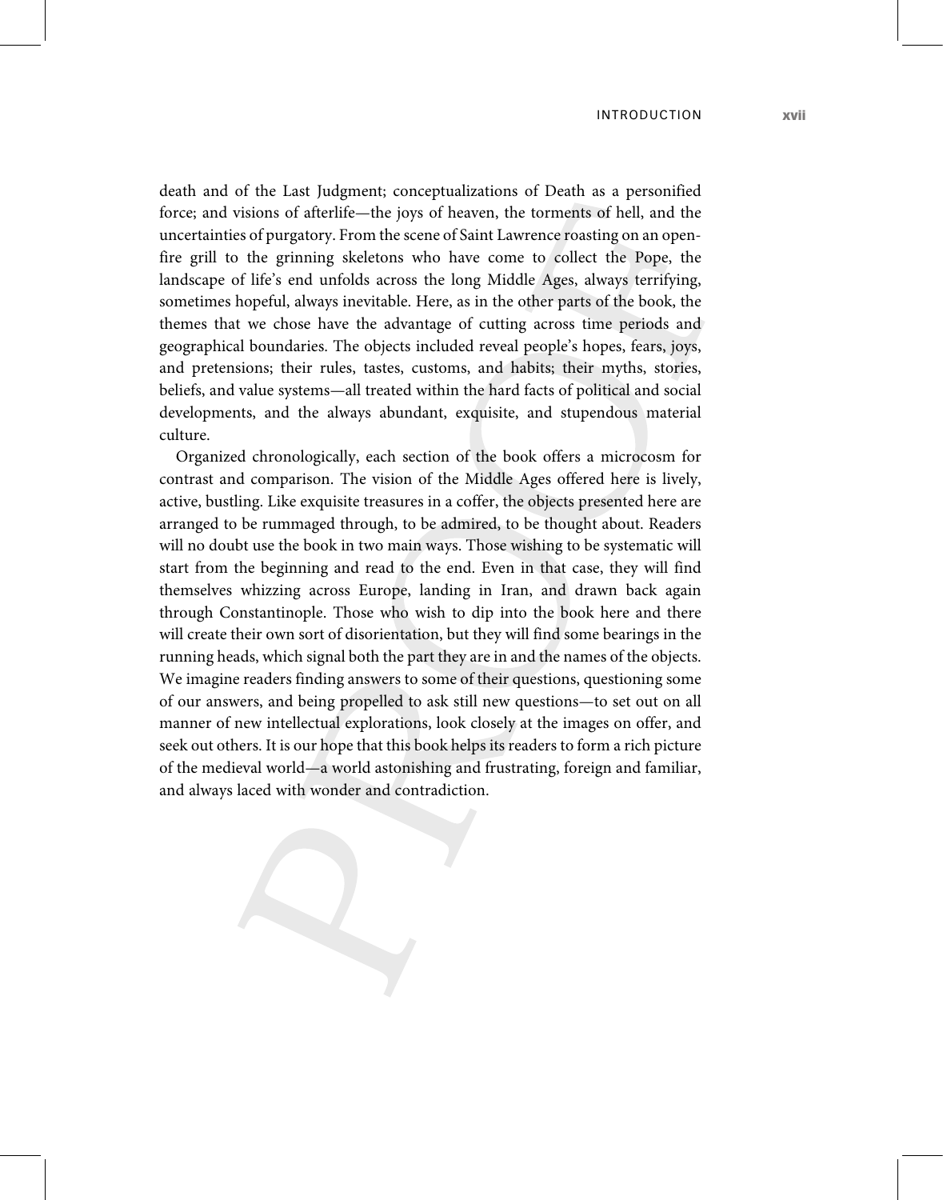death and of the Last Judgment; conceptualizations of Death as a personified force; and visions of afterlife—the joys of heaven, the torments of hell, and the uncertainties of purgatory. From the scene of Saint Lawrence roasting on an open-fire grill to the grinning skeletons who have come to collect the Pope, the landscape of life's end unfolds across the long Middle Ages, always terrifying, sometimes hopeful, always inevitable. Here, as in the other parts of the book, the themes that we chose have the advantage of cutting across time periods and geographical boundaries. The objects included reveal people's hopes, fears, joys, and pretensions; their rules, tastes, customs, and habits; their myths, stories, beliefs, and value systems—all treated within the hard facts of political and social developments, and the always abundant, exquisite, and stupendous material culture.

Organized chronologically, each section of the book offers a microcosm for contrast and comparison. The vision of the Middle Ages offered here is lively, active, bustling. Like exquisite treasures in a coffer, the objects presented here are arranged to be rummaged through, to be admired, to be thought about. Readers will no doubt use the book in two main ways. Those wishing to be systematic will start from the beginning and read to the end. Even in that case, they will find themselves whizzing across Europe, landing in Iran, and drawn back again through Constantinople. Those who wish to dip into the book here and there will create their own sort of disorientation, but they will find some bearings in the running heads, which signal both the part they are in and the names of the objects. We imagine readers finding answers to some of their questions, questioning some of our answers, and being propelled to ask still new questions—to set out on all manner of new intellectual explorations, look closely at the images on offer, and seek out others. It is our hope that this book helps its readers to form a rich picture of the medieval world—a world astonishing and frustrating, foreign and familiar, and always laced with wonder and contradiction.